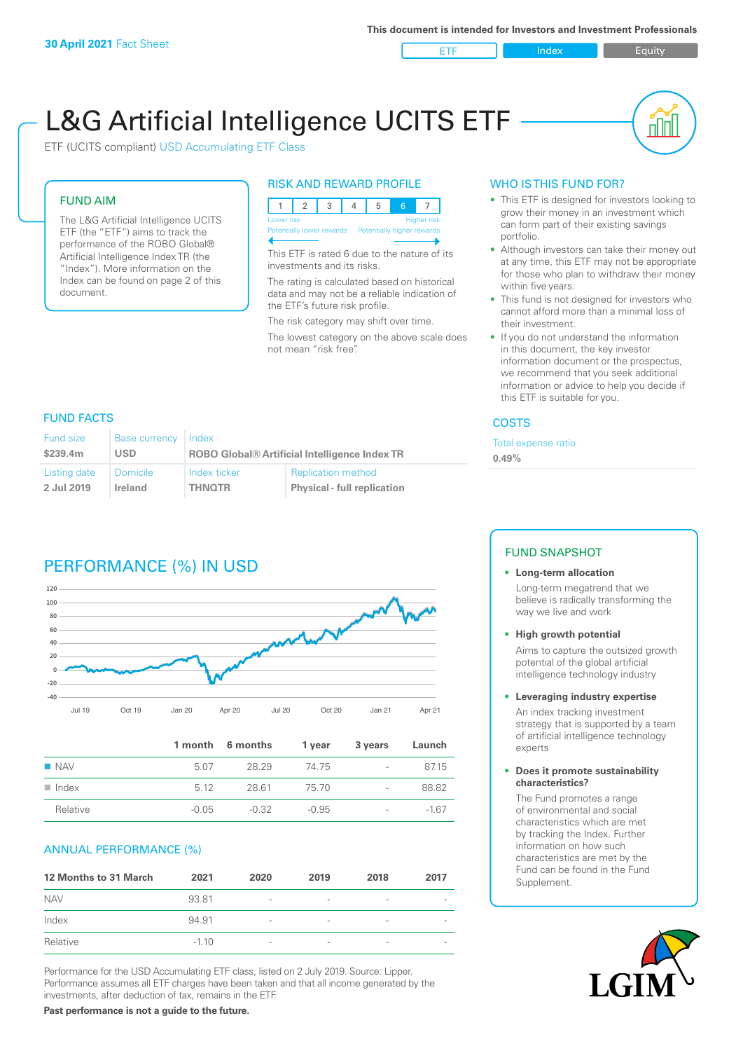**30 April 2021** Fact Sheet

This document is intended for Investors and Investment Professionals

ETF | Index | Equity

# L&G Artificial Intelligence UCITS ETF

ETF (UCITS compliant) USD Accumulating ETF Class

## FUND AIM

The L&G Artificial Intelligence UCITS ETF (the "ETF") aims to track the performance of the ROBO Global® Artificial Intelligence Index TR (the "Index"). More information on the Index can be found on page 2 of this document.

## RISK AND REWARD PROFILE

| 1 | 2 | 3 | 4 | 5 | 6 | 7 |
|---|---|---|---|---|---|---|

Lower risk — Higher risk
Potentially lower rewards — Potentially higher rewards

This ETF is rated 6 due to the nature of its investments and its risks.

The rating is calculated based on historical data and may not be a reliable indication of the ETF's future risk profile.

The risk category may shift over time.

The lowest category on the above scale does not mean "risk free".

## WHO IS THIS FUND FOR?

- This ETF is designed for investors looking to grow their money in an investment which can form part of their existing savings portfolio.
- Although investors can take their money out at any time, this ETF may not be appropriate for those who plan to withdraw their money within five years.
- This fund is not designed for investors who cannot afford more than a minimal loss of their investment.
- If you do not understand the information in this document, the key investor information document or the prospectus, we recommend that you seek additional information or advice to help you decide if this ETF is suitable for you.

## FUND FACTS

| Fund size | Base currency | Index | |
|---|---|---|---|
| **$239.4m** | **USD** | **ROBO Global® Artificial Intelligence Index TR** | |
| **Listing date** | **Domicile** | **Index ticker** | **Replication method** |
| **2 Jul 2019** | **Ireland** | **THNQTR** | **Physical - full replication** |

## COSTS

Total expense ratio
**0.49%**

## PERFORMANCE (%) IN USD

|  | 1 month | 6 months | 1 year | 3 years | Launch |
|---|---|---|---|---|---|
| NAV | 5.07 | 28.29 | 74.75 | - | 87.15 |
| Index | 5.12 | 28.61 | 75.70 | - | 88.82 |
| Relative | -0.05 | -0.32 | -0.95 | - | -1.67 |

## ANNUAL PERFORMANCE (%)

| 12 Months to 31 March | 2021 | 2020 | 2019 | 2018 | 2017 |
|---|---|---|---|---|---|
| NAV | 93.81 | - | - | - | - |
| Index | 94.91 | - | - | - | - |
| Relative | -1.10 | - | - | - | - |

Performance for the USD Accumulating ETF class, listed on 2 July 2019. Source: Lipper. Performance assumes all ETF charges have been taken and that all income generated by the investments, after deduction of tax, remains in the ETF.

**Past performance is not a guide to the future.**

## FUND SNAPSHOT

- **Long-term allocation**
  Long-term megatrend that we believe is radically transforming the way we live and work
- **High growth potential**
  Aims to capture the outsized growth potential of the global artificial intelligence technology industry
- **Leveraging industry expertise**
  An index tracking investment strategy that is supported by a team of artificial intelligence technology experts
- **Does it promote sustainability characteristics?**
  The Fund promotes a range of environmental and social characteristics which are met by tracking the Index. Further information on how such characteristics are met by the Fund can be found in the Fund Supplement.

LGIM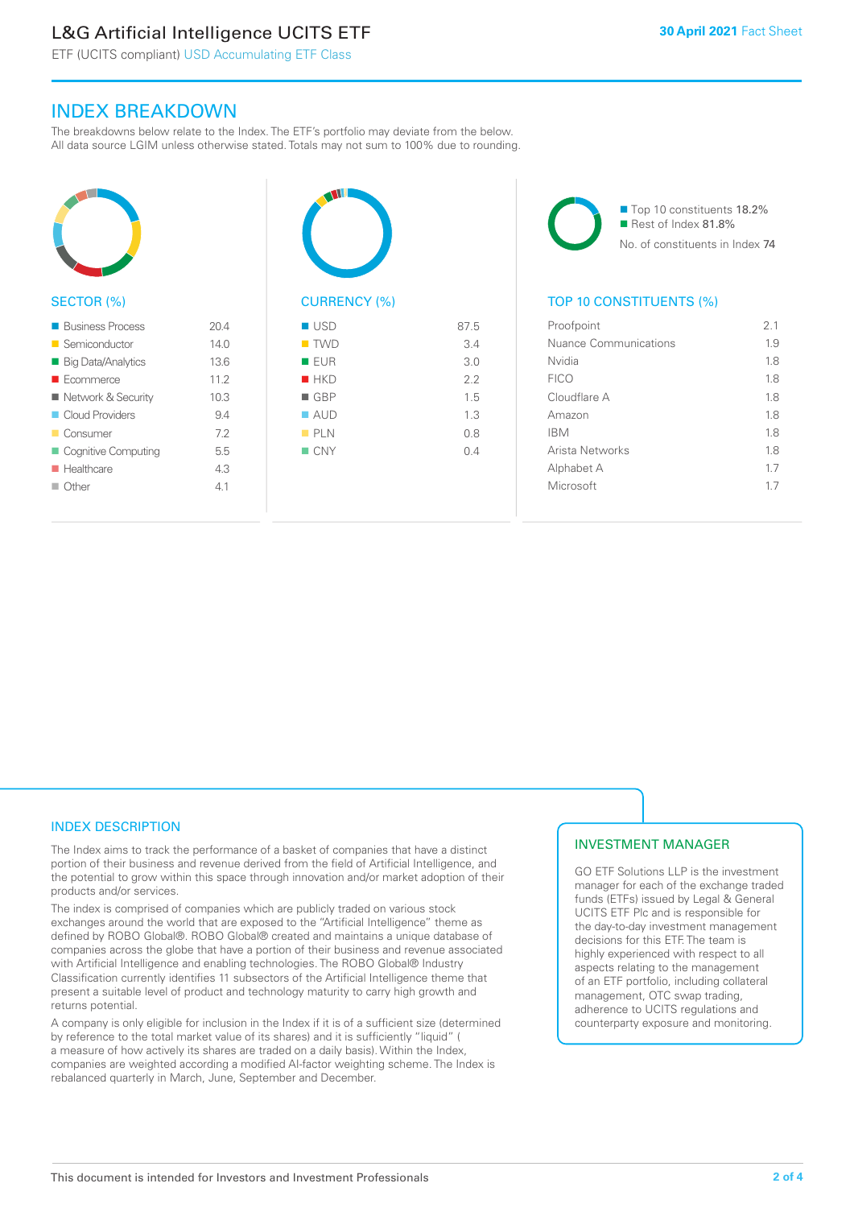# L&G Artificial Intelligence UCITS ETF

ETF (UCITS compliant) USD Accumulating ETF Class

30 April 2021 Fact Sheet

## INDEX BREAKDOWN

The breakdowns below relate to the Index. The ETF's portfolio may deviate from the below. All data source LGIM unless otherwise stated. Totals may not sum to 100% due to rounding.

### SECTOR (%)

| Sector | % |
|---|---|
| Business Process | 20.4 |
| Semiconductor | 14.0 |
| Big Data/Analytics | 13.6 |
| Ecommerce | 11.2 |
| Network & Security | 10.3 |
| Cloud Providers | 9.4 |
| Consumer | 7.2 |
| Cognitive Computing | 5.5 |
| Healthcare | 4.3 |
| Other | 4.1 |

### CURRENCY (%)

| Currency | % |
|---|---|
| USD | 87.5 |
| TWD | 3.4 |
| EUR | 3.0 |
| HKD | 2.2 |
| GBP | 1.5 |
| AUD | 1.3 |
| PLN | 0.8 |
| CNY | 0.4 |

Top 10 constituents 18.2%
Rest of Index 81.8%
No. of constituents in Index 74

### TOP 10 CONSTITUENTS (%)

| Constituent | % |
|---|---|
| Proofpoint | 2.1 |
| Nuance Communications | 1.9 |
| Nvidia | 1.8 |
| FICO | 1.8 |
| Cloudflare A | 1.8 |
| Amazon | 1.8 |
| IBM | 1.8 |
| Arista Networks | 1.8 |
| Alphabet A | 1.7 |
| Microsoft | 1.7 |

## INDEX DESCRIPTION

The Index aims to track the performance of a basket of companies that have a distinct portion of their business and revenue derived from the field of Artificial Intelligence, and the potential to grow within this space through innovation and/or market adoption of their products and/or services.

The index is comprised of companies which are publicly traded on various stock exchanges around the world that are exposed to the "Artificial Intelligence" theme as defined by ROBO Global®. ROBO Global® created and maintains a unique database of companies across the globe that have a portion of their business and revenue associated with Artificial Intelligence and enabling technologies. The ROBO Global® Industry Classification currently identifies 11 subsectors of the Artificial Intelligence theme that present a suitable level of product and technology maturity to carry high growth and returns potential.

A company is only eligible for inclusion in the Index if it is of a sufficient size (determined by reference to the total market value of its shares) and it is sufficiently "liquid" ( a measure of how actively its shares are traded on a daily basis). Within the Index, companies are weighted according a modified AI-factor weighting scheme. The Index is rebalanced quarterly in March, June, September and December.

## INVESTMENT MANAGER

GO ETF Solutions LLP is the investment manager for each of the exchange traded funds (ETFs) issued by Legal & General UCITS ETF Plc and is responsible for the day-to-day investment management decisions for this ETF. The team is highly experienced with respect to all aspects relating to the management of an ETF portfolio, including collateral management, OTC swap trading, adherence to UCITS regulations and counterparty exposure and monitoring.

This document is intended for Investors and Investment Professionals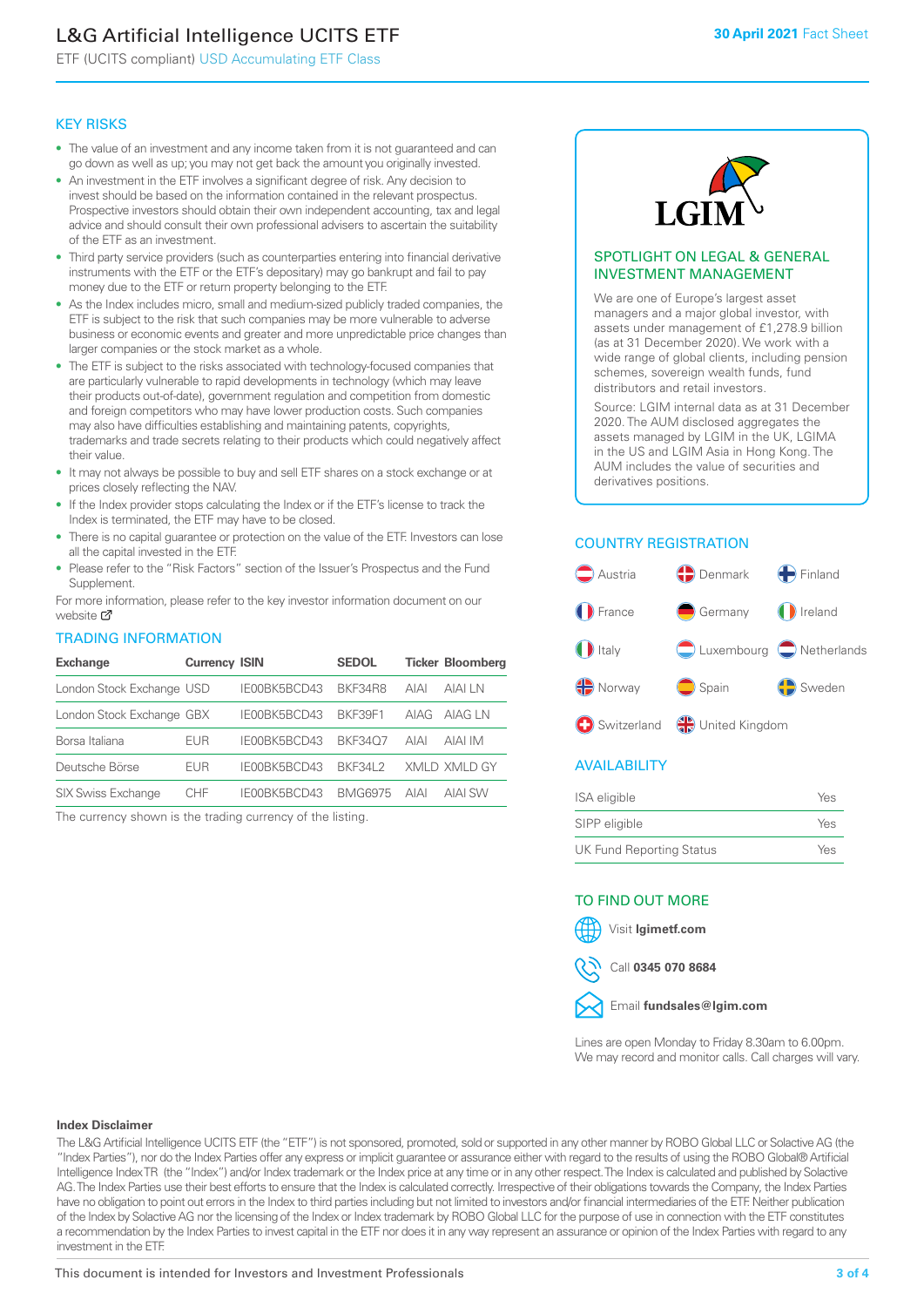# L&G Artificial Intelligence UCITS ETF

ETF (UCITS compliant) USD Accumulating ETF Class

30 April 2021 Fact Sheet

## KEY RISKS

- The value of an investment and any income taken from it is not guaranteed and can go down as well as up; you may not get back the amount you originally invested.
- An investment in the ETF involves a significant degree of risk. Any decision to invest should be based on the information contained in the relevant prospectus. Prospective investors should obtain their own independent accounting, tax and legal advice and should consult their own professional advisers to ascertain the suitability of the ETF as an investment.
- Third party service providers (such as counterparties entering into financial derivative instruments with the ETF or the ETF's depositary) may go bankrupt and fail to pay money due to the ETF or return property belonging to the ETF.
- As the Index includes micro, small and medium-sized publicly traded companies, the ETF is subject to the risk that such companies may be more vulnerable to adverse business or economic events and greater and more unpredictable price changes than larger companies or the stock market as a whole.
- The ETF is subject to the risks associated with technology-focused companies that are particularly vulnerable to rapid developments in technology (which may leave their products out-of-date), government regulation and competition from domestic and foreign competitors who may have lower production costs. Such companies may also have difficulties establishing and maintaining patents, copyrights, trademarks and trade secrets relating to their products which could negatively affect their value.
- It may not always be possible to buy and sell ETF shares on a stock exchange or at prices closely reflecting the NAV.
- If the Index provider stops calculating the Index or if the ETF's license to track the Index is terminated, the ETF may have to be closed.
- There is no capital guarantee or protection on the value of the ETF. Investors can lose all the capital invested in the ETF.
- Please refer to the "Risk Factors" section of the Issuer's Prospectus and the Fund Supplement.

For more information, please refer to the key investor information document on our website

## TRADING INFORMATION

| Exchange | Currency | ISIN | SEDOL | Ticker | Bloomberg |
|---|---|---|---|---|---|
| London Stock Exchange | USD | IE00BK5BCD43 | BKF34R8 | AIAI | AIAI LN |
| London Stock Exchange | GBX | IE00BK5BCD43 | BKF39F1 | AIAG | AIAG LN |
| Borsa Italiana | EUR | IE00BK5BCD43 | BKF34Q7 | AIAI | AIAI IM |
| Deutsche Börse | EUR | IE00BK5BCD43 | BKF34L2 | XMLD | XMLD GY |
| SIX Swiss Exchange | CHF | IE00BK5BCD43 | BMG6975 | AIAI | AIAI SW |

The currency shown is the trading currency of the listing.

## SPOTLIGHT ON LEGAL & GENERAL INVESTMENT MANAGEMENT

We are one of Europe's largest asset managers and a major global investor, with assets under management of £1,278.9 billion (as at 31 December 2020). We work with a wide range of global clients, including pension schemes, sovereign wealth funds, fund distributors and retail investors.

Source: LGIM internal data as at 31 December 2020. The AUM disclosed aggregates the assets managed by LGIM in the UK, LGIMA in the US and LGIM Asia in Hong Kong. The AUM includes the value of securities and derivatives positions.

## COUNTRY REGISTRATION

Austria, Denmark, Finland, France, Germany, Ireland, Italy, Luxembourg, Netherlands, Norway, Spain, Sweden, Switzerland, United Kingdom

## AVAILABILITY

| | |
|---|---|
| ISA eligible | Yes |
| SIPP eligible | Yes |
| UK Fund Reporting Status | Yes |

## TO FIND OUT MORE

Visit **lgimetf.com**

Call **0345 070 8684**

Email **fundsales@lgim.com**

Lines are open Monday to Friday 8.30am to 6.00pm. We may record and monitor calls. Call charges will vary.

**Index Disclaimer**

The L&G Artificial Intelligence UCITS ETF (the "ETF") is not sponsored, promoted, sold or supported in any other manner by ROBO Global LLC or Solactive AG (the "Index Parties"), nor do the Index Parties offer any express or implicit guarantee or assurance either with regard to the results of using the ROBO Global® Artificial Intelligence Index TR (the "Index") and/or Index trademark or the Index price at any time or in any other respect. The Index is calculated and published by Solactive AG. The Index Parties use their best efforts to ensure that the Index is calculated correctly. Irrespective of their obligations towards the Company, the Index Parties have no obligation to point out errors in the Index to third parties including but not limited to investors and/or financial intermediaries of the ETF. Neither publication of the Index by Solactive AG nor the licensing of the Index or Index trademark by ROBO Global LLC for the purpose of use in connection with the ETF constitutes a recommendation by the Index Parties to invest capital in the ETF nor does it in any way represent an assurance or opinion of the Index Parties with regard to any investment in the ETF.

This document is intended for Investors and Investment Professionals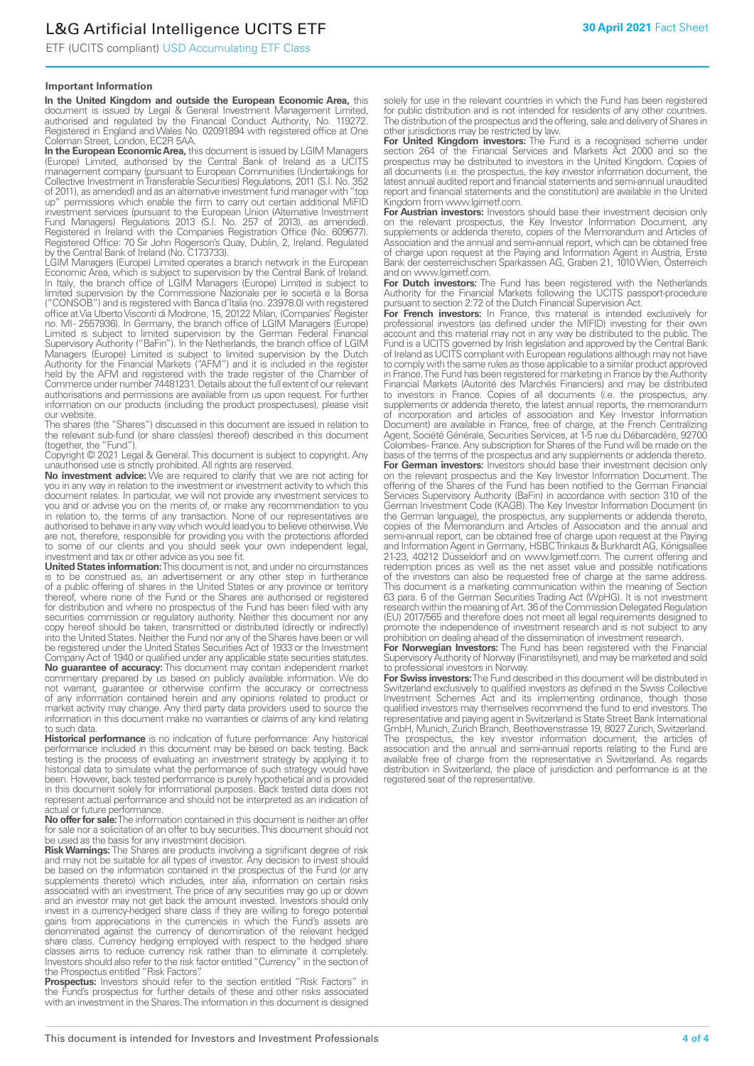## Important Information

**In the United Kingdom and outside the European Economic Area,** this document is issued by Legal & General Investment Management Limited, authorised and regulated by the Financial Conduct Authority, No. 119272. Registered in England and Wales No. 02091894 with registered office at One Coleman Street, London, EC2R 5AA.

**In the European Economic Area,** this document is issued by LGIM Managers (Europe) Limited, authorised by the Central Bank of Ireland as a UCITS management company (pursuant to European Communities (Undertakings for Collective Investment in Transferable Securities) Regulations, 2011 (S.I. No. 352 of 2011), as amended) and as an alternative investment fund manager with "top up" permissions which enable the firm to carry out certain additional MiFID investment services (pursuant to the European Union (Alternative Investment Fund Managers) Regulations 2013 (S.I. No. 257 of 2013), as amended). Registered in Ireland with the Companies Registration Office (No. 609677). Registered Office: 70 Sir John Rogerson's Quay, Dublin, 2, Ireland. Regulated by the Central Bank of Ireland (No. C173733).

LGIM Managers (Europe) Limited operates a branch network in the European Economic Area, which is subject to supervision by the Central Bank of Ireland. In Italy, the branch office of LGIM Managers (Europe) Limited is subject to limited supervision by the Commissione Nazionale per le società e la Borsa ("CONSOB") and is registered with Banca d'Italia (no. 23978.0) with registered office at Via Uberto Visconti di Modrone, 15, 20122 Milan, (Companies' Register no. MI - 2557936). In Germany, the branch office of LGIM Managers (Europe) Limited is subject to limited supervision by the German Federal Financial Supervisory Authority ("BaFin"). In the Netherlands, the branch office of LGIM Managers (Europe) Limited is subject to limited supervision by the Dutch Authority for the Financial Markets ("AFM") and it is included in the register held by the AFM and registered with the trade register of the Chamber of Commerce under number 74481231. Details about the full extent of our relevant authorisations and permissions are available from us upon request. For further information on our products (including the product prospectuses), please visit our website.

The shares (the "Shares") discussed in this document are issued in relation to the relevant sub-fund (or share class(es) thereof) described in this document (together, the "Fund").

Copyright © 2021 Legal & General. This document is subject to copyright. Any unauthorised use is strictly prohibited. All rights are reserved.

**No investment advice:** We are required to clarify that we are not acting for you in any way in relation to the investment or investment activity to which this document relates. In particular, we will not provide any investment services to you and or advise you on the merits of, or make any recommendation to you in relation to, the terms of any transaction. None of our representatives are authorised to behave in any way which would lead you to believe otherwise. We are not, therefore, responsible for providing you with the protections afforded to some of our clients and you should seek your own independent legal, investment and tax or other advice as you see fit.

**United States information:** This document is not, and under no circumstances is to be construed as, an advertisement or any other step in furtherance of a public offering of shares in the United States or any province or territory thereof, where none of the Fund or the Shares are authorised or registered for distribution and where no prospectus of the Fund has been filed with any securities commission or regulatory authority. Neither this document nor any copy hereof should be taken, transmitted or distributed (directly or indirectly) into the United States. Neither the Fund nor any of the Shares have been or will be registered under the United States Securities Act of 1933 or the Investment Company Act of 1940 or qualified under any applicable state securities statutes.

**No guarantee of accuracy:** This document may contain independent market commentary prepared by us based on publicly available information. We do not warrant, guarantee or otherwise confirm the accuracy or correctness of any information contained herein and any opinions related to product or market activity may change. Any third party data providers used to source the information in this document make no warranties or claims of any kind relating to such data.

**Historical performance** is no indication of future performance: Any historical performance included in this document may be based on back testing. Back testing is the process of evaluating an investment strategy by applying it to historical data to simulate what the performance of such strategy would have been. However, back tested performance is purely hypothetical and is provided in this document solely for informational purposes. Back tested data does not represent actual performance and should not be interpreted as an indication of actual or future performance.

**No offer for sale:** The information contained in this document is neither an offer for sale nor a solicitation of an offer to buy securities. This document should not be used as the basis for any investment decision.

**Risk Warnings:** The Shares are products involving a significant degree of risk and may not be suitable for all types of investor. Any decision to invest should be based on the information contained in the prospectus of the Fund (or any supplements thereto) which includes, inter alia, information on certain risks associated with an investment. The price of any securities may go up or down and an investor may not get back the amount invested. Investors should only invest in a currency-hedged share class if they are willing to forego potential gains from appreciations in the currencies in which the Fund's assets are denominated against the currency of denomination of the relevant hedged share class. Currency hedging employed with respect to the hedged share classes aims to reduce currency risk rather than to eliminate it completely. Investors should also refer to the risk factor entitled "Currency" in the section of the Prospectus entitled "Risk Factors".

**Prospectus:** Investors should refer to the section entitled "Risk Factors" in the Fund's prospectus for further details of these and other risks associated with an investment in the Shares. The information in this document is designed solely for use in the relevant countries in which the Fund has been registered for public distribution and is not intended for residents of any other countries. The distribution of the prospectus and the offering, sale and delivery of Shares in other jurisdictions may be restricted by law.

**For United Kingdom investors:** The Fund is a recognised scheme under section 264 of the Financial Services and Markets Act 2000 and so the prospectus may be distributed to investors in the United Kingdom. Copies of all documents (i.e. the prospectus, the key investor information document, the latest annual audited report and financial statements and semi-annual unaudited report and financial statements and the constitution) are available in the United Kingdom from www.lgimetf.com.

**For Austrian investors:** Investors should base their investment decision only on the relevant prospectus, the Key Investor Information Document, any supplements or addenda thereto, copies of the Memorandum and Articles of Association and the annual and semi-annual report, which can be obtained free of charge upon request at the Paying and Information Agent in Austria, Erste Bank der oesterreichischen Sparkassen AG, Graben 21, 1010 Wien, Österreich and on www.lgimetf.com.

**For Dutch investors:** The Fund has been registered with the Netherlands Authority for the Financial Markets following the UCITS passport-procedure pursuant to section 2:72 of the Dutch Financial Supervision Act.

**For French investors:** In France, this material is intended exclusively for professional investors (as defined under the MIFID) investing for their own account and this material may not in any way be distributed to the public. The Fund is a UCITS governed by Irish legislation and approved by the Central Bank of Ireland as UCITS compliant with European regulations although may not have to comply with the same rules as those applicable to a similar product approved in France. The Fund has been registered for marketing in France by the Authority Financial Markets (Autorité des Marchés Financiers) and may be distributed to investors in France. Copies of all documents (i.e. the prospectus, any supplements or addenda thereto, the latest annual reports, the memorandum of incorporation and articles of association and Key Investor Information Document) are available in France, free of charge, at the French Centralizing Agent, Société Générale, Securities Services, at 1-5 rue du Débarcadère, 92700 Colombes- France. Any subscription for Shares of the Fund will be made on the basis of the terms of the prospectus and any supplements or addenda thereto.

**For German investors:** Investors should base their investment decision only on the relevant prospectus and the Key Investor Information Document. The offering of the Shares of the Fund has been notified to the German Financial Services Supervisory Authority (BaFin) in accordance with section 310 of the German Investment Code (KAGB). The Key Investor Information Document (in the German language), the prospectus, any supplements or addenda thereto, copies of the Memorandum and Articles of Association and the annual and semi-annual report, can be obtained free of charge upon request at the Paying and Information Agent in Germany, HSBC Trinkaus & Burkhardt AG, Königsallee 21-23, 40212 Düsseldorf and on www.lgimetf.com. The current offering and redemption prices as well as the net asset value and possible notifications of the investors can also be requested free of charge at the same address. This document is a marketing communication within the meaning of Section 63 para. 6 of the German Securities Trading Act (WpHG). It is not investment research within the meaning of Art. 36 of the Commission Delegated Regulation (EU) 2017/565 and therefore does not meet all legal requirements designed to promote the independence of investment research and is not subject to any prohibition on dealing ahead of the dissemination of investment research.

**For Norwegian Investors:** The Fund has been registered with the Financial Supervisory Authority of Norway (Finanstilsynet), and may be marketed and sold to professional investors in Norway.

**For Swiss investors:** The Fund described in this document will be distributed in Switzerland exclusively to qualified investors as defined in the Swiss Collective Investment Schemes Act and its implementing ordinance, though those qualified investors may themselves recommend the fund to end investors. The representative and paying agent in Switzerland is State Street Bank International GmbH, Munich, Zurich Branch, Beethovenstrasse 19, 8027 Zurich, Switzerland. The prospectus, the key investor information document, the articles of association and the annual and semi-annual reports relating to the Fund are available free of charge from the representative in Switzerland. As regards distribution in Switzerland, the place of jurisdiction and performance is at the registered seat of the representative.